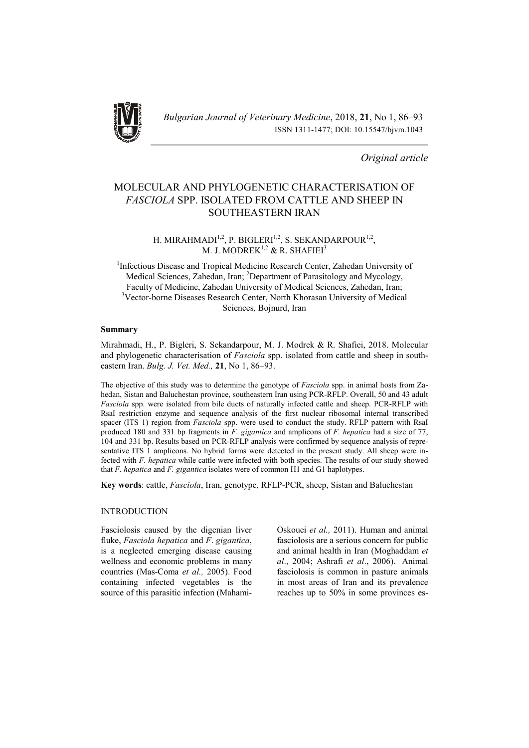*Bulgarian Journal of Veterinary Medicine*, 2018, **21**, No 1, 86–93
ISSN 1311-1477; DOI: 10.15547/bjvm.1043

*Original article*

# MOLECULAR AND PHYLOGENETIC CHARACTERISATION OF *FASCIOLA* SPP. ISOLATED FROM CATTLE AND SHEEP IN SOUTHEASTERN IRAN

H. MIRAHMADI[1,2], P. BIGLERI[1,2], S. SEKANDARPOUR[1,2], M. J. MODREK[1,2] & R. SHAFIEI[3]

[1]Infectious Disease and Tropical Medicine Research Center, Zahedan University of Medical Sciences, Zahedan, Iran; [2]Department of Parasitology and Mycology, Faculty of Medicine, Zahedan University of Medical Sciences, Zahedan, Iran; [3]Vector-borne Diseases Research Center, North Khorasan University of Medical Sciences, Bojnurd, Iran

## Summary

Mirahmadi, H., P. Bigleri, S. Sekandarpour, M. J. Modrek & R. Shafiei, 2018. Molecular and phylogenetic characterisation of *Fasciola* spp. isolated from cattle and sheep in southeastern Iran. *Bulg. J. Vet. Med.,* **21**, No 1, 86–93.

The objective of this study was to determine the genotype of *Fasciola* spp. in animal hosts from Zahedan, Sistan and Baluchestan province, southeastern Iran using PCR-RFLP. Overall, 50 and 43 adult *Fasciola* spp. were isolated from bile ducts of naturally infected cattle and sheep. PCR-RFLP with RsaI restriction enzyme and sequence analysis of the first nuclear ribosomal internal transcribed spacer (ITS 1) region from *Fasciola* spp. were used to conduct the study. RFLP pattern with RsaI produced 180 and 331 bp fragments in *F. gigantica* and amplicons of *F. hepatica* had a size of 77, 104 and 331 bp. Results based on PCR-RFLP analysis were confirmed by sequence analysis of representative ITS 1 amplicons. No hybrid forms were detected in the present study. All sheep were infected with *F. hepatica* while cattle were infected with both species. The results of our study showed that *F. hepatica* and *F. gigantica* isolates were of common H1 and G1 haplotypes.

**Key words**: cattle, *Fasciola*, Iran, genotype, RFLP-PCR, sheep, Sistan and Baluchestan

## INTRODUCTION

Fasciolosis caused by the digenian liver fluke, *Fasciola hepatica* and *F. gigantica*, is a neglected emerging disease causing wellness and economic problems in many countries (Mas-Coma *et al.,* 2005). Food containing infected vegetables is the source of this parasitic infection (Mahami-Oskouei *et al.,* 2011). Human and animal fasciolosis are a serious concern for public and animal health in Iran (Moghaddam *et al*., 2004; Ashrafi *et al*., 2006). Animal fasciolosis is common in pasture animals in most areas of Iran and its prevalence reaches up to 50% in some provinces es-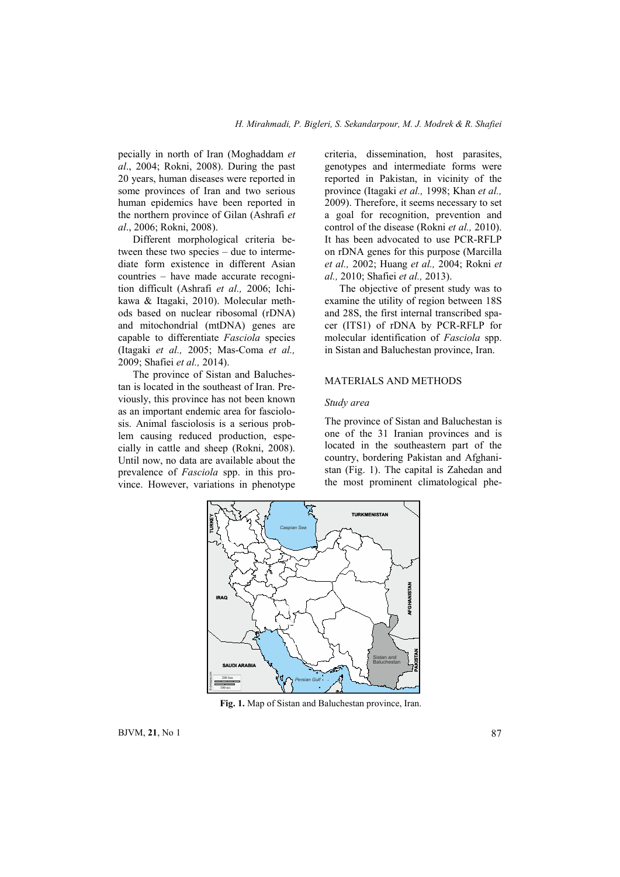pecially in north of Iran (Moghaddam *et al*., 2004; Rokni, 2008). During the past 20 years, human diseases were reported in some provinces of Iran and two serious human epidemics have been reported in the northern province of Gilan (Ashrafi *et al*., 2006; Rokni, 2008).

Different morphological criteria between these two species – due to intermediate form existence in different Asian countries – have made accurate recognition difficult (Ashrafi *et al.,* 2006; Ichikawa & Itagaki, 2010). Molecular methods based on nuclear ribosomal (rDNA) and mitochondrial (mtDNA) genes are capable to differentiate *Fasciola* species (Itagaki *et al.,* 2005; Mas-Coma *et al.,* 2009; Shafiei *et al.,* 2014).

The province of Sistan and Baluchestan is located in the southeast of Iran. Previously, this province has not been known as an important endemic area for fasciolosis. Animal fasciolosis is a serious problem causing reduced production, especially in cattle and sheep (Rokni, 2008). Until now, no data are available about the prevalence of *Fasciola* spp. in this province. However, variations in phenotype criteria, dissemination, host parasites, genotypes and intermediate forms were reported in Pakistan, in vicinity of the province (Itagaki *et al.,* 1998; Khan *et al.,* 2009). Therefore, it seems necessary to set a goal for recognition, prevention and control of the disease (Rokni *et al.,* 2010). It has been advocated to use PCR-RFLP on rDNA genes for this purpose (Marcilla *et al.,* 2002; Huang *et al.,* 2004; Rokni *et al.,* 2010; Shafiei *et al.,* 2013).

The objective of present study was to examine the utility of region between 18S and 28S, the first internal transcribed spacer (ITS1) of rDNA by PCR-RFLP for molecular identification of *Fasciola* spp. in Sistan and Baluchestan province, Iran.

## MATERIALS AND METHODS

### *Study area*

The province of Sistan and Baluchestan is one of the 31 Iranian provinces and is located in the southeastern part of the country, bordering Pakistan and Afghanistan (Fig. 1). The capital is Zahedan and the most prominent climatological phe-

**Fig. 1.** Map of Sistan and Baluchestan province, Iran.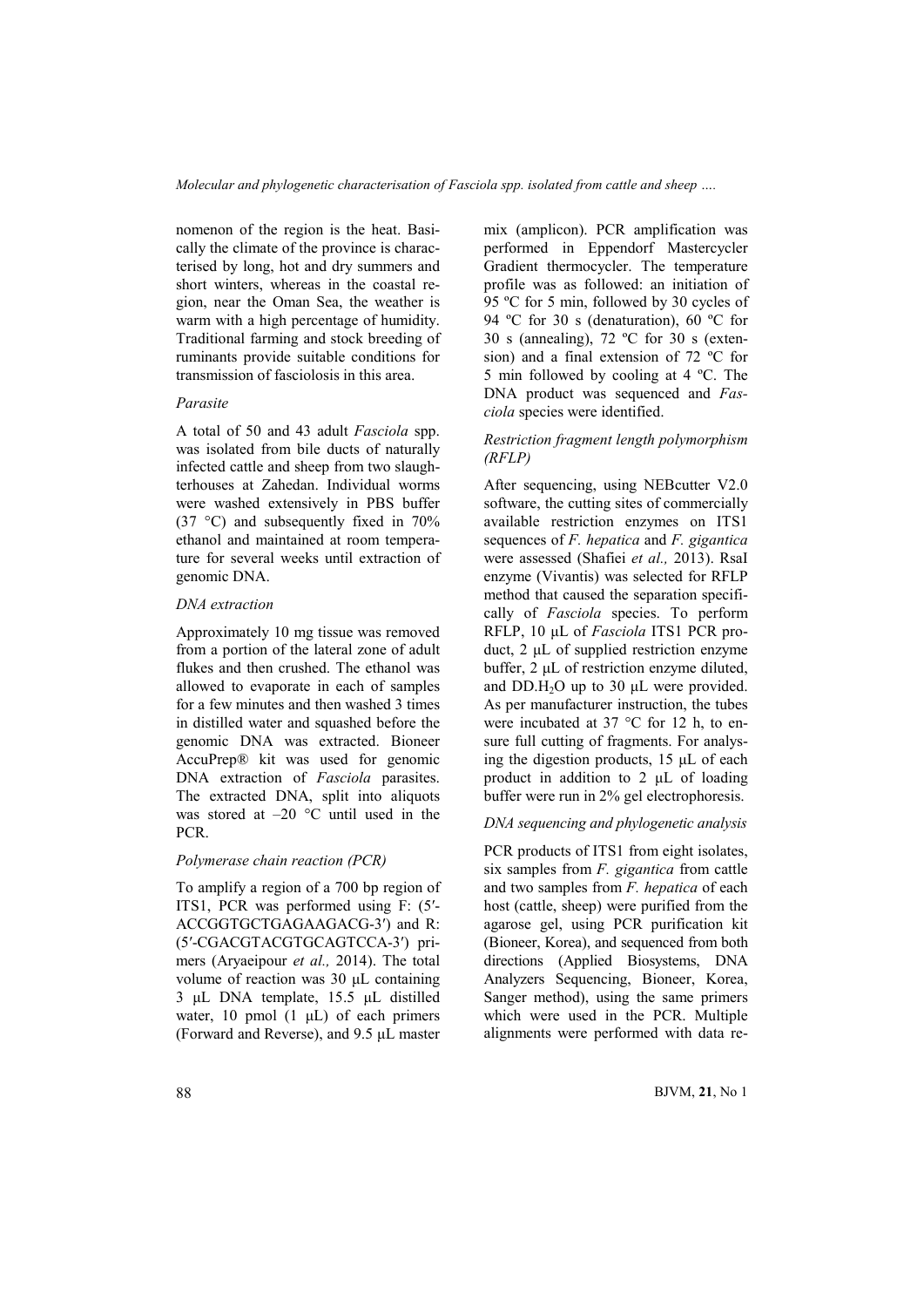nomenon of the region is the heat. Basically the climate of the province is characterised by long, hot and dry summers and short winters, whereas in the coastal region, near the Oman Sea, the weather is warm with a high percentage of humidity. Traditional farming and stock breeding of ruminants provide suitable conditions for transmission of fasciolosis in this area.

### *Parasite*

A total of 50 and 43 adult *Fasciola* spp. was isolated from bile ducts of naturally infected cattle and sheep from two slaughterhouses at Zahedan. Individual worms were washed extensively in PBS buffer (37 °C) and subsequently fixed in 70% ethanol and maintained at room temperature for several weeks until extraction of genomic DNA.

### *DNA extraction*

Approximately 10 mg tissue was removed from a portion of the lateral zone of adult flukes and then crushed. The ethanol was allowed to evaporate in each of samples for a few minutes and then washed 3 times in distilled water and squashed before the genomic DNA was extracted. Bioneer AccuPrep® kit was used for genomic DNA extraction of *Fasciola* parasites. The extracted DNA, split into aliquots was stored at –20 °C until used in the PCR.

### *Polymerase chain reaction (PCR)*

To amplify a region of a 700 bp region of ITS1, PCR was performed using F: (5′-ACCGGTGCTGAGAAGACG-3′) and R: (5′-CGACGTACGTGCAGTCCA-3′) primers (Aryaeipour *et al.,* 2014). The total volume of reaction was 30 µL containing 3 µL DNA template, 15.5 µL distilled water, 10 pmol (1 µL) of each primers (Forward and Reverse), and 9.5 µL master mix (amplicon). PCR amplification was performed in Eppendorf Mastercycler Gradient thermocycler. The temperature profile was as followed: an initiation of 95 ºC for 5 min, followed by 30 cycles of 94 ºC for 30 s (denaturation), 60 ºC for 30 s (annealing), 72 ºC for 30 s (extension) and a final extension of 72 ºC for 5 min followed by cooling at 4 ºC. The DNA product was sequenced and *Fasciola* species were identified.

### *Restriction fragment length polymorphism (RFLP)*

After sequencing, using NEBcutter V2.0 software, the cutting sites of commercially available restriction enzymes on ITS1 sequences of *F. hepatica* and *F. gigantica* were assessed (Shafiei *et al.,* 2013). RsaI enzyme (Vivantis) was selected for RFLP method that caused the separation specifically of *Fasciola* species. To perform RFLP, 10 µL of *Fasciola* ITS1 PCR product, 2 µL of supplied restriction enzyme buffer, 2 µL of restriction enzyme diluted, and DD.$H_2O$ up to 30 µL were provided. As per manufacturer instruction, the tubes were incubated at 37 °C for 12 h, to ensure full cutting of fragments. For analysing the digestion products, 15 µL of each product in addition to 2 µL of loading buffer were run in 2% gel electrophoresis.

### *DNA sequencing and phylogenetic analysis*

PCR products of ITS1 from eight isolates, six samples from *F. gigantica* from cattle and two samples from *F. hepatica* of each host (cattle, sheep) were purified from the agarose gel, using PCR purification kit (Bioneer, Korea), and sequenced from both directions (Applied Biosystems, DNA Analyzers Sequencing, Bioneer, Korea, Sanger method), using the same primers which were used in the PCR. Multiple alignments were performed with data re-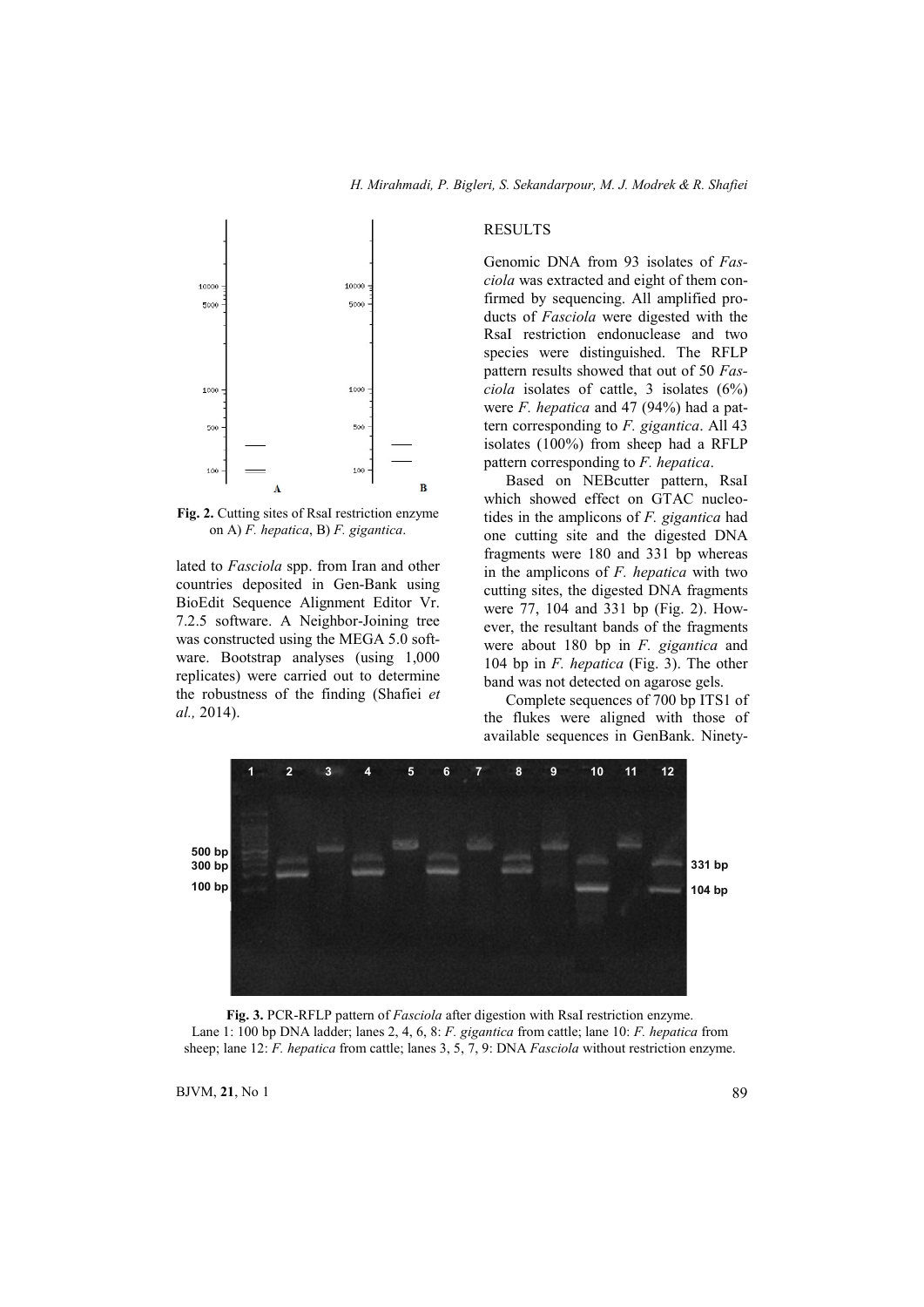**Fig. 2.** Cutting sites of RsaI restriction enzyme on A) *F. hepatica*, B) *F. gigantica*.

lated to *Fasciola* spp. from Iran and other countries deposited in Gen-Bank using BioEdit Sequence Alignment Editor Vr. 7.2.5 software. A Neighbor-Joining tree was constructed using the MEGA 5.0 software. Bootstrap analyses (using 1,000 replicates) were carried out to determine the robustness of the finding (Shafiei *et al.,* 2014).

## RESULTS

Genomic DNA from 93 isolates of *Fasciola* was extracted and eight of them confirmed by sequencing. All amplified products of *Fasciola* were digested with the RsaI restriction endonuclease and two species were distinguished. The RFLP pattern results showed that out of 50 *Fasciola* isolates of cattle, 3 isolates (6%) were *F. hepatica* and 47 (94%) had a pattern corresponding to *F. gigantica*. All 43 isolates (100%) from sheep had a RFLP pattern corresponding to *F. hepatica*.

Based on NEBcutter pattern, RsaI which showed effect on GTAC nucleotides in the amplicons of *F. gigantica* had one cutting site and the digested DNA fragments were 180 and 331 bp whereas in the amplicons of *F. hepatica* with two cutting sites, the digested DNA fragments were 77, 104 and 331 bp (Fig. 2). However, the resultant bands of the fragments were about 180 bp in *F. gigantica* and 104 bp in *F. hepatica* (Fig. 3). The other band was not detected on agarose gels.

Complete sequences of 700 bp ITS1 of the flukes were aligned with those of available sequences in GenBank. Ninety-

**Fig. 3.** PCR-RFLP pattern of *Fasciola* after digestion with RsaI restriction enzyme. Lane 1: 100 bp DNA ladder; lanes 2, 4, 6, 8: *F. gigantica* from cattle; lane 10: *F. hepatica* from sheep; lane 12: *F. hepatica* from cattle; lanes 3, 5, 7, 9: DNA *Fasciola* without restriction enzyme.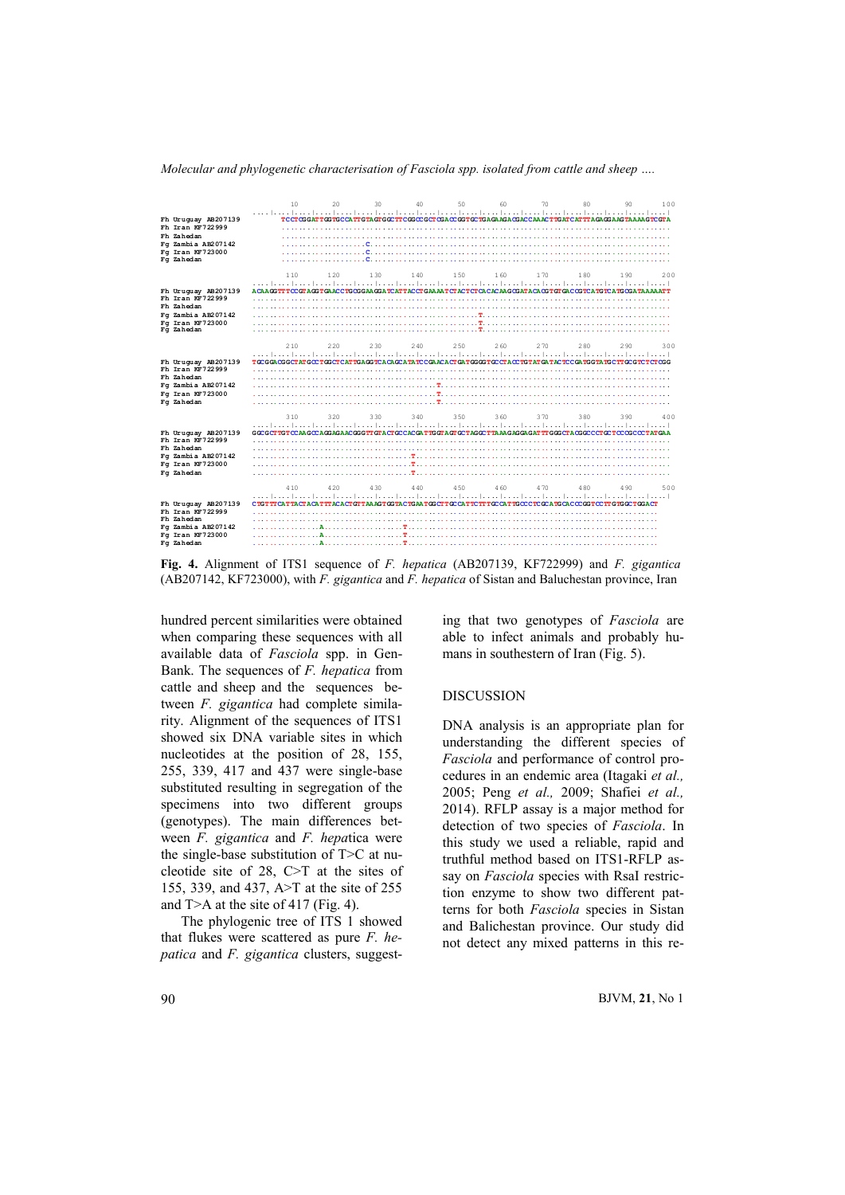**Fig. 4.** Alignment of ITS1 sequence of *F. hepatica* (AB207139, KF722999) and *F. gigantica* (AB207142, KF723000), with *F. gigantica* and *F. hepatica* of Sistan and Baluchestan province, Iran

hundred percent similarities were obtained when comparing these sequences with all available data of *Fasciola* spp. in GenBank. The sequences of *F. hepatica* from cattle and sheep and the sequences between *F. gigantica* had complete similarity. Alignment of the sequences of ITS1 showed six DNA variable sites in which nucleotides at the position of 28, 155, 255, 339, 417 and 437 were single-base substituted resulting in segregation of the specimens into two different groups (genotypes). The main differences between *F. gigantica* and *F. hepa*tica were the single-base substitution of T>C at nucleotide site of 28, C>T at the sites of 155, 339, and 437, A>T at the site of 255 and T>A at the site of 417 (Fig. 4).

The phylogenic tree of ITS 1 showed that flukes were scattered as pure *F. hepatica* and *F. gigantica* clusters, suggesting that two genotypes of *Fasciola* are able to infect animals and probably humans in southestern of Iran (Fig. 5).

## DISCUSSION

DNA analysis is an appropriate plan for understanding the different species of *Fasciola* and performance of control procedures in an endemic area (Itagaki *et al.,* 2005; Peng *et al.,* 2009; Shafiei *et al.,* 2014). RFLP assay is a major method for detection of two species of *Fasciola*. In this study we used a reliable, rapid and truthful method based on ITS1-RFLP assay on *Fasciola* species with RsaI restriction enzyme to show two different patterns for both *Fasciola* species in Sistan and Balichestan province. Our study did not detect any mixed patterns in this re-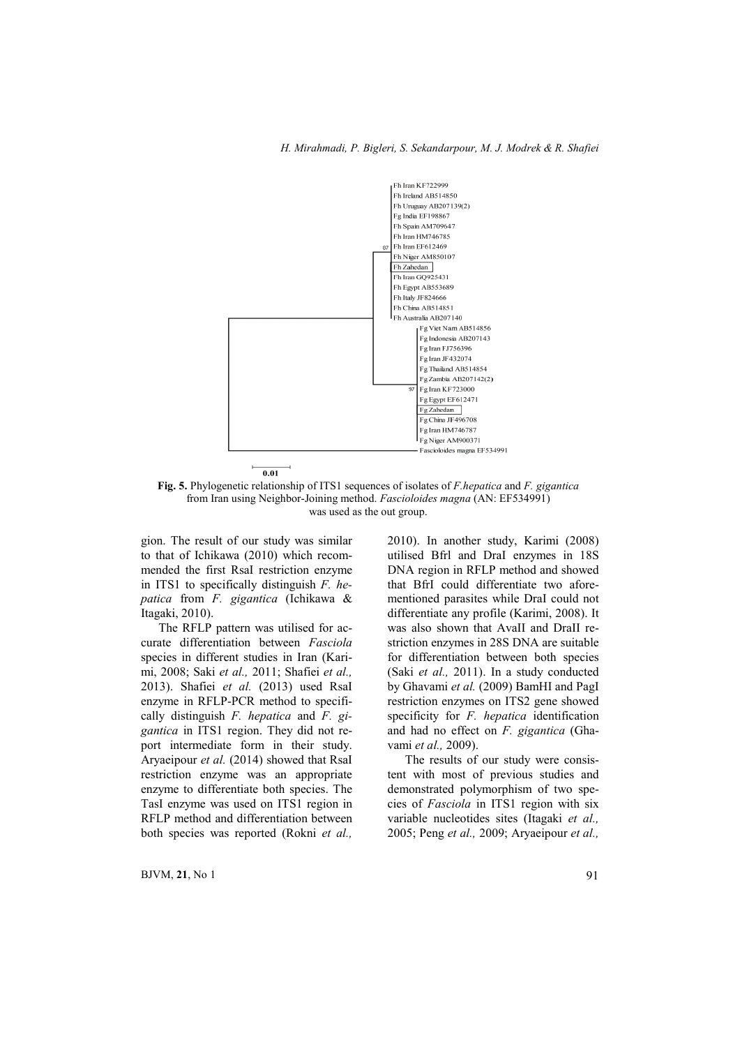Fh Iran KF722999
Fh Ireland AB514850
Fh Uruguay AB207139(2)
Fg India EF198867
Fh Spain AM709647
Fh Iran HM746785
87 Fh Iran EF612469
Fh Niger AM850107
Fh Zahedan
Fh Iran GQ925431
Fh Egypt AB553689
Fh Italy JF824666
Fh China AB514851
Fh Australia AB207140
Fg Viet Nam AB514856
Fg Indonesia AB207143
Fg Iran FJ756396
Fg Iran JF432074
Fg Thailand AB514854
Fg Zambia AB207142(2)
97 Fg Iran KF723000
Fg Egypt EF612471
Fg Zahedan
Fg China JF496708
Fg Iran HM746787
Fg Niger AM900371
Fascioloides magna EF534991

0.01

**Fig. 5.** Phylogenetic relationship of ITS1 sequences of isolates of *F.hepatica* and *F. gigantica* from Iran using Neighbor-Joining method. *Fascioloides magna* (AN: EF534991) was used as the out group.

gion. The result of our study was similar to that of Ichikawa (2010) which recommended the first RsaI restriction enzyme in ITS1 to specifically distinguish *F. hepatica* from *F. gigantica* (Ichikawa & Itagaki, 2010).

The RFLP pattern was utilised for accurate differentiation between *Fasciola* species in different studies in Iran (Karimi, 2008; Saki *et al.,* 2011; Shafiei *et al.,* 2013). Shafiei *et al.* (2013) used RsaI enzyme in RFLP-PCR method to specifically distinguish *F. hepatica* and *F. gigantica* in ITS1 region. They did not report intermediate form in their study. Aryaeipour *et al.* (2014) showed that RsaI restriction enzyme was an appropriate enzyme to differentiate both species. The TasI enzyme was used on ITS1 region in RFLP method and differentiation between both species was reported (Rokni *et al.,* 2010). In another study, Karimi (2008) utilised Bfrl and DraI enzymes in 18S DNA region in RFLP method and showed that BfrI could differentiate two aforementioned parasites while DraI could not differentiate any profile (Karimi, 2008). It was also shown that AvaII and DraII restriction enzymes in 28S DNA are suitable for differentiation between both species (Saki *et al.,* 2011). In a study conducted by Ghavami *et al.* (2009) BamHI and PagI restriction enzymes on ITS2 gene showed specificity for *F. hepatica* identification and had no effect on *F. gigantica* (Ghavami *et al.,* 2009).

The results of our study were consistent with most of previous studies and demonstrated polymorphism of two species of *Fasciola* in ITS1 region with six variable nucleotides sites (Itagaki *et al.,* 2005; Peng *et al.,* 2009; Aryaeipour *et al.,*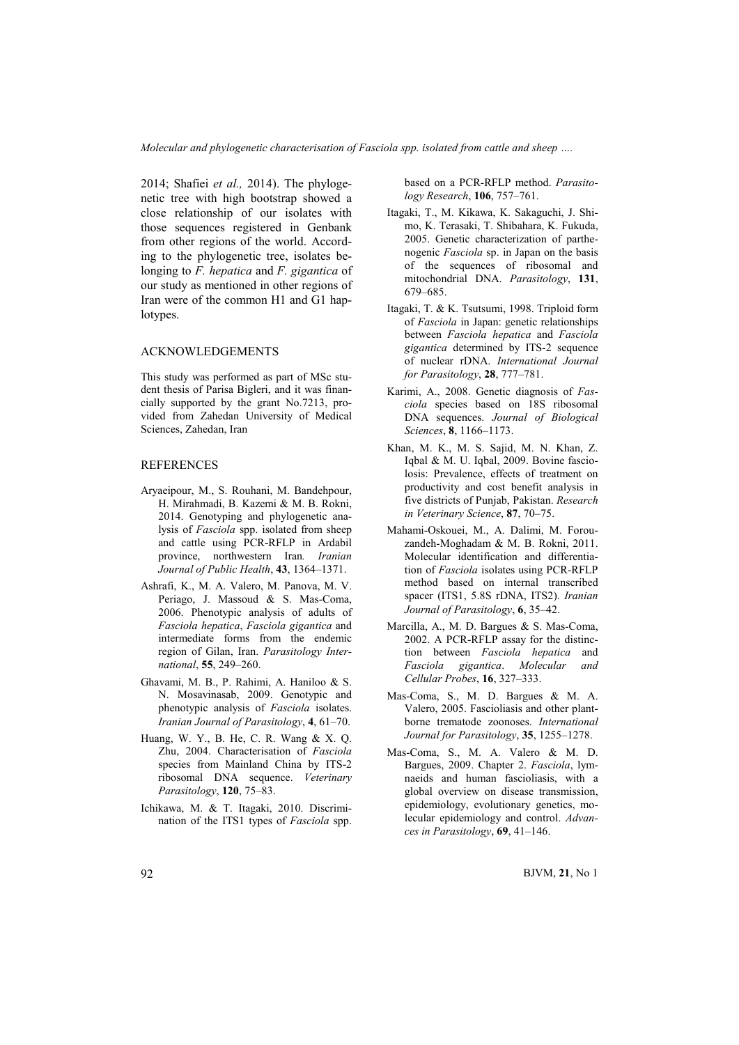2014; Shafiei *et al.,* 2014). The phylogenetic tree with high bootstrap showed a close relationship of our isolates with those sequences registered in Genbank from other regions of the world. According to the phylogenetic tree, isolates belonging to *F. hepatica* and *F. gigantica* of our study as mentioned in other regions of Iran were of the common H1 and G1 haplotypes.

## ACKNOWLEDGEMENTS

This study was performed as part of MSc student thesis of Parisa Bigleri, and it was financially supported by the grant No.7213, provided from Zahedan University of Medical Sciences, Zahedan, Iran

## REFERENCES

Aryaeipour, M., S. Rouhani, M. Bandehpour, H. Mirahmadi, B. Kazemi & M. B. Rokni, 2014. Genotyping and phylogenetic analysis of *Fasciola* spp. isolated from sheep and cattle using PCR-RFLP in Ardabil province, northwestern Iran*. Iranian Journal of Public Health*, **43**, 1364–1371.

Ashrafi, K., M. A. Valero, M. Panova, M. V. Periago, J. Massoud & S. Mas-Coma, 2006. Phenotypic analysis of adults of *Fasciola hepatica*, *Fasciola gigantica* and intermediate forms from the endemic region of Gilan, Iran. *Parasitology International*, **55**, 249–260.

Ghavami, M. B., P. Rahimi, A. Haniloo & S. N. Mosavinasab, 2009. Genotypic and phenotypic analysis of *Fasciola* isolates. *Iranian Journal of Parasitology*, **4**, 61–70.

Huang, W. Y., B. He, C. R. Wang & X. Q. Zhu, 2004. Characterisation of *Fasciola* species from Mainland China by ITS-2 ribosomal DNA sequence. *Veterinary Parasitology*, **120**, 75–83.

Ichikawa, M. & T. Itagaki, 2010. Discrimination of the ITS1 types of *Fasciola* spp. based on a PCR-RFLP method. *Parasitology Research*, **106**, 757–761.

Itagaki, T., M. Kikawa, K. Sakaguchi, J. Shimo, K. Terasaki, T. Shibahara, K. Fukuda, 2005. Genetic characterization of parthenogenic *Fasciola* sp. in Japan on the basis of the sequences of ribosomal and mitochondrial DNA. *Parasitology*, **131**, 679–685.

Itagaki, T. & K. Tsutsumi, 1998. Triploid form of *Fasciola* in Japan: genetic relationships between *Fasciola hepatica* and *Fasciola gigantica* determined by ITS-2 sequence of nuclear rDNA. *International Journal for Parasitology*, **28**, 777–781.

Karimi, A., 2008. Genetic diagnosis of *Fasciola* species based on 18S ribosomal DNA sequences. *Journal of Biological Sciences*, **8**, 1166–1173.

Khan, M. K., M. S. Sajid, M. N. Khan, Z. Iqbal & M. U. Iqbal, 2009. Bovine fasciolosis: Prevalence, effects of treatment on productivity and cost benefit analysis in five districts of Punjab, Pakistan. *Research in Veterinary Science*, **87**, 70–75.

Mahami-Oskouei, M., A. Dalimi, M. Forouzandeh-Moghadam & M. B. Rokni, 2011. Molecular identification and differentiation of *Fasciola* isolates using PCR-RFLP method based on internal transcribed spacer (ITS1, 5.8S rDNA, ITS2). *Iranian Journal of Parasitology*, **6**, 35–42.

Marcilla, A., M. D. Bargues & S. Mas-Coma, 2002. A PCR-RFLP assay for the distinction between *Fasciola hepatica* and *Fasciola gigantica*. *Molecular and Cellular Probes*, **16**, 327–333.

Mas-Coma, S., M. D. Bargues & M. A. Valero, 2005. Fascioliasis and other plant-borne trematode zoonoses. *International Journal for Parasitology*, **35**, 1255–1278.

Mas-Coma, S., M. A. Valero & M. D. Bargues, 2009. Chapter 2. *Fasciola*, lymnaeids and human fascioliasis, with a global overview on disease transmission, epidemiology, evolutionary genetics, molecular epidemiology and control. *Advances in Parasitology*, **69**, 41–146.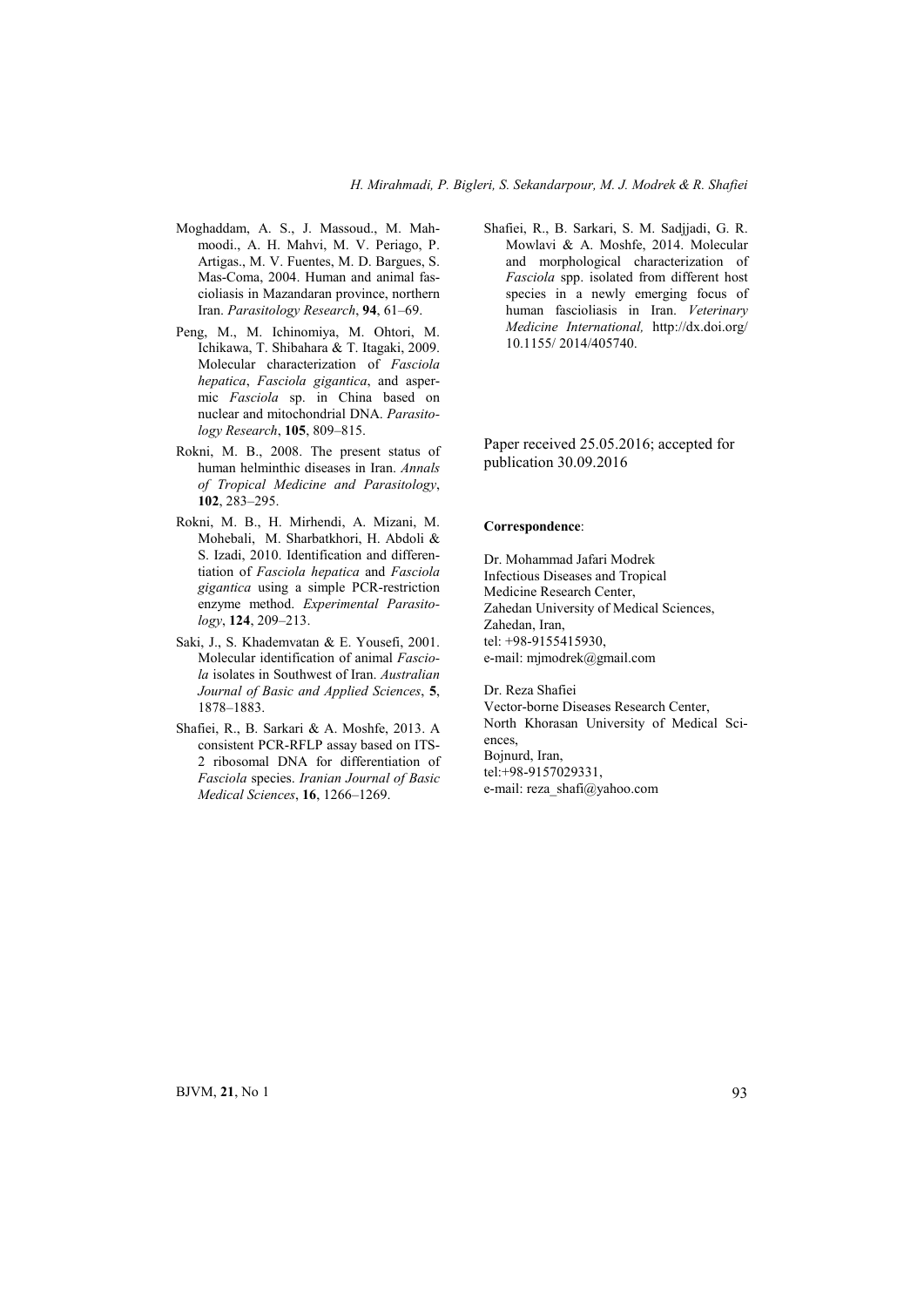Moghaddam, A. S., J. Massoud., M. Mahmoodi., A. H. Mahvi, M. V. Periago, P. Artigas., M. V. Fuentes, M. D. Bargues, S. Mas-Coma, 2004. Human and animal fascioliasis in Mazandaran province, northern Iran. *Parasitology Research*, **94**, 61–69.

Peng, M., M. Ichinomiya, M. Ohtori, M. Ichikawa, T. Shibahara & T. Itagaki, 2009. Molecular characterization of *Fasciola hepatica*, *Fasciola gigantica*, and aspermic *Fasciola* sp. in China based on nuclear and mitochondrial DNA. *Parasitology Research*, **105**, 809–815.

Rokni, M. B., 2008. The present status of human helminthic diseases in Iran. *Annals of Tropical Medicine and Parasitology*, **102**, 283–295.

Rokni, M. B., H. Mirhendi, A. Mizani, M. Mohebali, M. Sharbatkhori, H. Abdoli & S. Izadi, 2010. Identification and differentiation of *Fasciola hepatica* and *Fasciola gigantica* using a simple PCR-restriction enzyme method. *Experimental Parasitology*, **124**, 209–213.

Saki, J., S. Khademvatan & E. Yousefi, 2001. Molecular identification of animal *Fasciola* isolates in Southwest of Iran. *Australian Journal of Basic and Applied Sciences*, **5**, 1878–1883.

Shafiei, R., B. Sarkari & A. Moshfe, 2013. A consistent PCR-RFLP assay based on ITS-2 ribosomal DNA for differentiation of *Fasciola* species. *Iranian Journal of Basic Medical Sciences*, **16**, 1266–1269.

Shafiei, R., B. Sarkari, S. M. Sadjjadi, G. R. Mowlavi & A. Moshfe, 2014. Molecular and morphological characterization of *Fasciola* spp. isolated from different host species in a newly emerging focus of human fascioliasis in Iran. *Veterinary Medicine International,* http://dx.doi.org/ 10.1155/ 2014/405740.

Paper received 25.05.2016; accepted for publication 30.09.2016

**Correspondence**:

Dr. Mohammad Jafari Modrek
Infectious Diseases and Tropical Medicine Research Center,
Zahedan University of Medical Sciences,
Zahedan, Iran,
tel: +98-9155415930,
e-mail: mjmodrek@gmail.com

Dr. Reza Shafiei
Vector-borne Diseases Research Center,
North Khorasan University of Medical Sciences,
Bojnurd, Iran,
tel:+98-9157029331,
e-mail: reza_shafi@yahoo.com